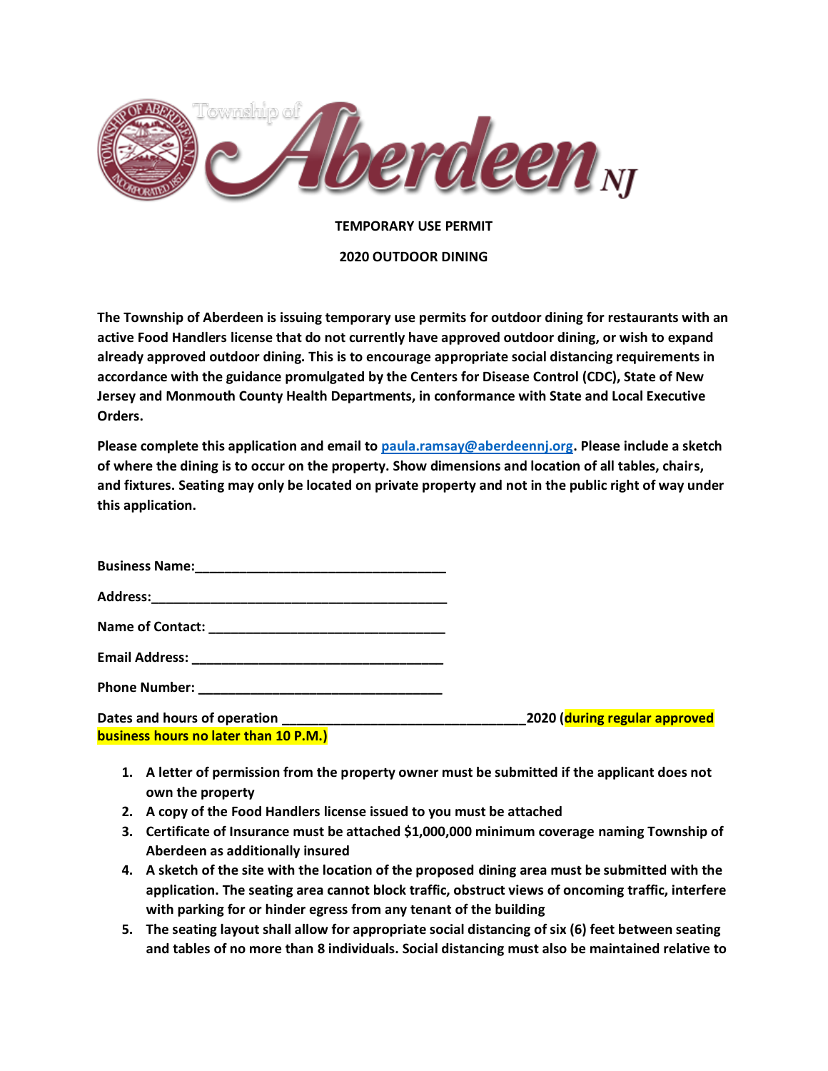Township of Aberdeen NJ

**TEMPORARY USE PERMIT**

**2020 OUTDOOR DINING**

**The Township of Aberdeen is issuing temporary use permits for outdoor dining for restaurants with an active Food Handlers license that do not currently have approved outdoor dining, or wish to expand already approved outdoor dining. This is to encourage appropriate social distancing requirements in accordance with the guidance promulgated by the Centers for Disease Control (CDC), State of New Jersey and Monmouth County Health Departments, in conformance with State and Local Executive Orders.**

**Please complete this application and email to [paula.ramsay@aberdeennj.org](mailto:paula.ramsay@aberdeennj.org). Please include a sketch of where the dining is to occur on the property. Show dimensions and location of all tables, chairs, and fixtures. Seating may only be located on private property and not in the public right of way under this application.**

**Business Name:**___________________________________

**Address:**_________________________________________

**Name of Contact:** ________________________________

**Email Address:** __________________________________

**Phone Number:** _________________________________

**Dates and hours of operation** _________________________________**2020 (during regular approved business hours no later than 10 P.M.)**

1. **A letter of permission from the property owner must be submitted if the applicant does not own the property**
2. **A copy of the Food Handlers license issued to you must be attached**
3. **Certificate of Insurance must be attached $1,000,000 minimum coverage naming Township of Aberdeen as additionally insured**
4. **A sketch of the site with the location of the proposed dining area must be submitted with the application. The seating area cannot block traffic, obstruct views of oncoming traffic, interfere with parking for or hinder egress from any tenant of the building**
5. **The seating layout shall allow for appropriate social distancing of six (6) feet between seating and tables of no more than 8 individuals. Social distancing must also be maintained relative to**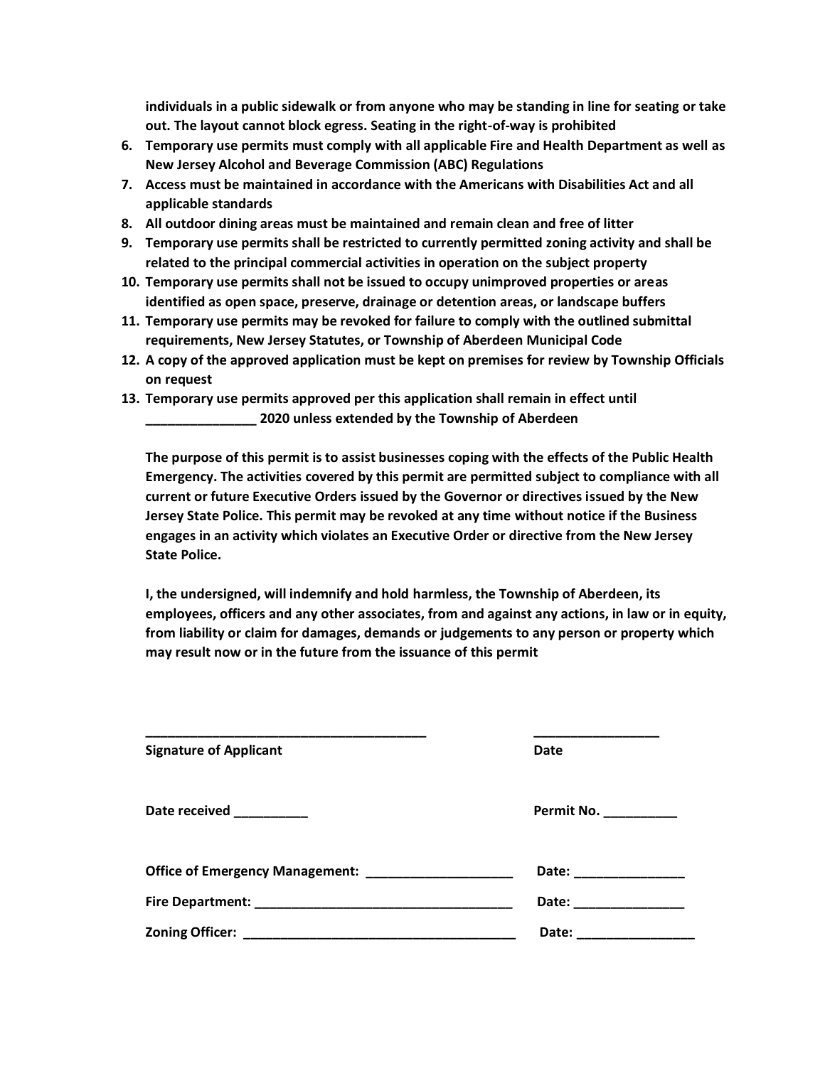**individuals in a public sidewalk or from anyone who may be standing in line for seating or take out. The layout cannot block egress. Seating in the right-of-way is prohibited**

6. **Temporary use permits must comply with all applicable Fire and Health Department as well as New Jersey Alcohol and Beverage Commission (ABC) Regulations**
7. **Access must be maintained in accordance with the Americans with Disabilities Act and all applicable standards**
8. **All outdoor dining areas must be maintained and remain clean and free of litter**
9. **Temporary use permits shall be restricted to currently permitted zoning activity and shall be related to the principal commercial activities in operation on the subject property**
10. **Temporary use permits shall not be issued to occupy unimproved properties or areas identified as open space, preserve, drainage or detention areas, or landscape buffers**
11. **Temporary use permits may be revoked for failure to comply with the outlined submittal requirements, New Jersey Statutes, or Township of Aberdeen Municipal Code**
12. **A copy of the approved application must be kept on premises for review by Township Officials on request**
13. **Temporary use permits approved per this application shall remain in effect until _______________ 2020 unless extended by the Township of Aberdeen**

**The purpose of this permit is to assist businesses coping with the effects of the Public Health Emergency. The activities covered by this permit are permitted subject to compliance with all current or future Executive Orders issued by the Governor or directives issued by the New Jersey State Police. This permit may be revoked at any time without notice if the Business engages in an activity which violates an Executive Order or directive from the New Jersey State Police.**

**I, the undersigned, will indemnify and hold harmless, the Township of Aberdeen, its employees, officers and any other associates, from and against any actions, in law or in equity, from liability or claim for damages, demands or judgements to any person or property which may result now or in the future from the issuance of this permit**

**_______________________________________ _________________**
**Signature of Applicant Date**

**Date received __________ Permit No. __________**

**Office of Emergency Management: ____________________ Date: _______________**

**Fire Department: ____________________________________ Date: _______________**

**Zoning Officer: ______________________________________ Date: ________________**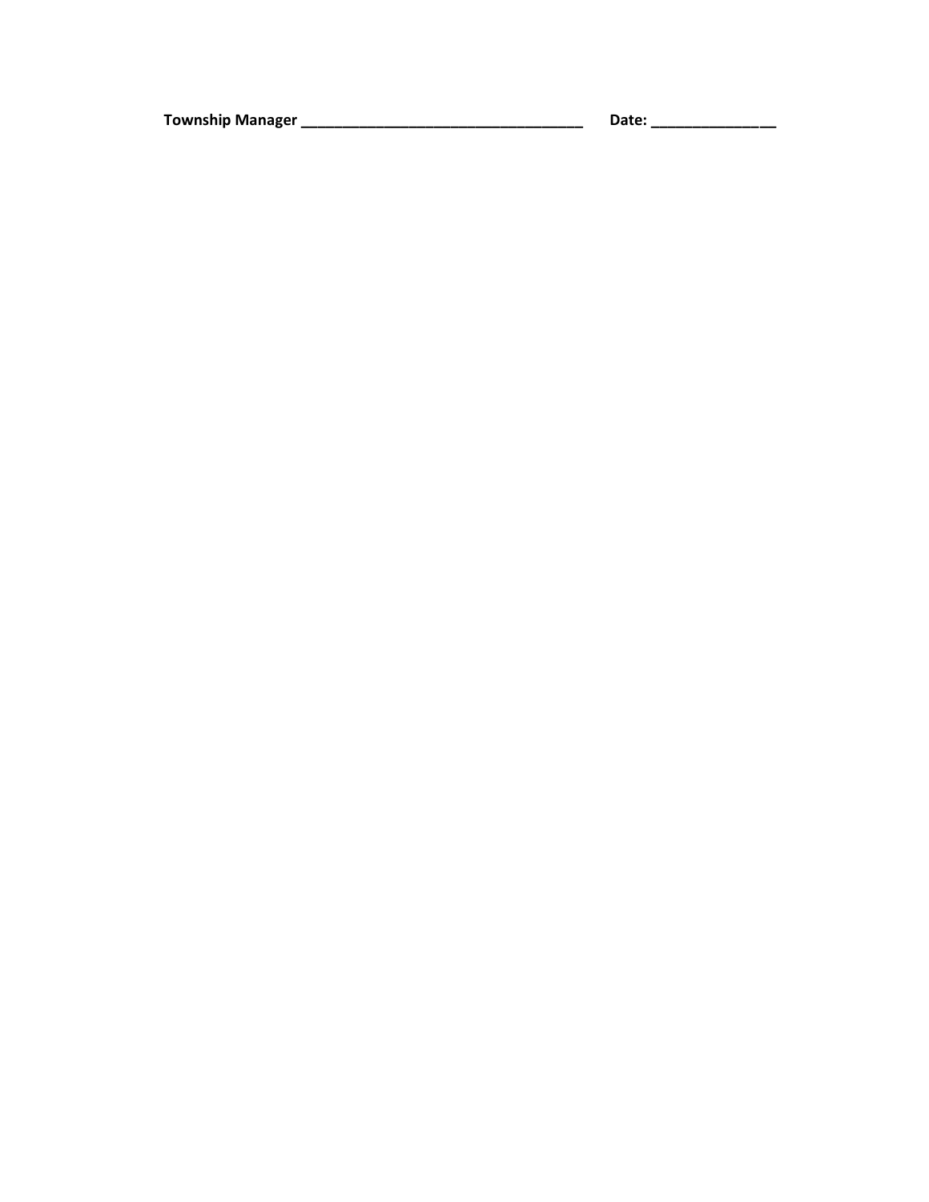**Township Manager \_\_\_\_\_\_\_\_\_\_\_\_\_\_\_\_\_\_\_\_\_\_\_\_\_\_\_\_\_\_\_\_\_\_\_\_ Date: \_\_\_\_\_\_\_\_\_\_\_\_\_\_\_\_**